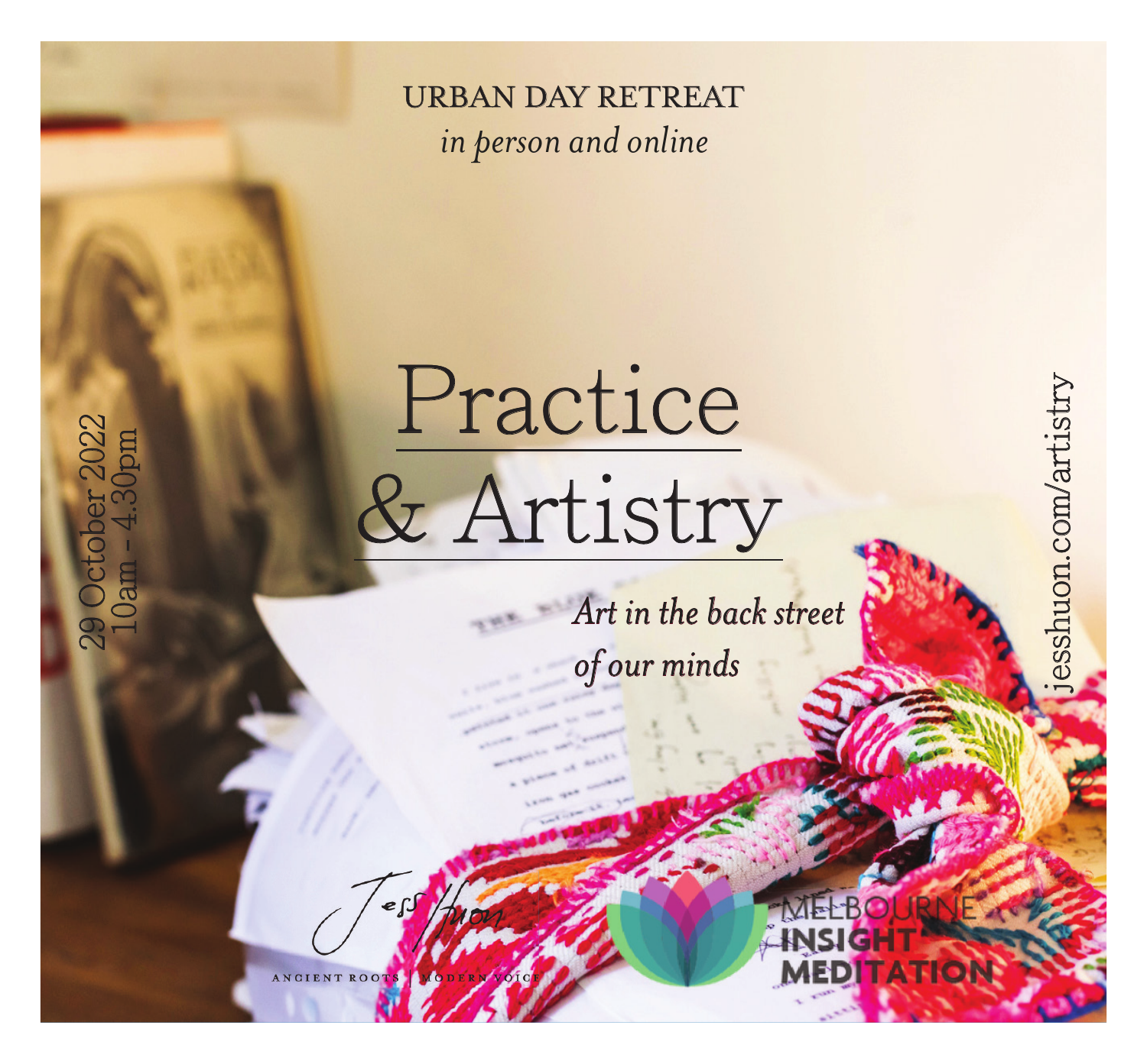URBAN DAY RETREAT

*in person and online*

# Practice & Artistry

*Art in the back street of our minds*

29 October 2022
10am - 4.30pm

jesshuon.com/artistry

Jess Huon

ANCIENT ROOTS | MODERN VOICE

MELBOURNE INSIGHT MEDITATION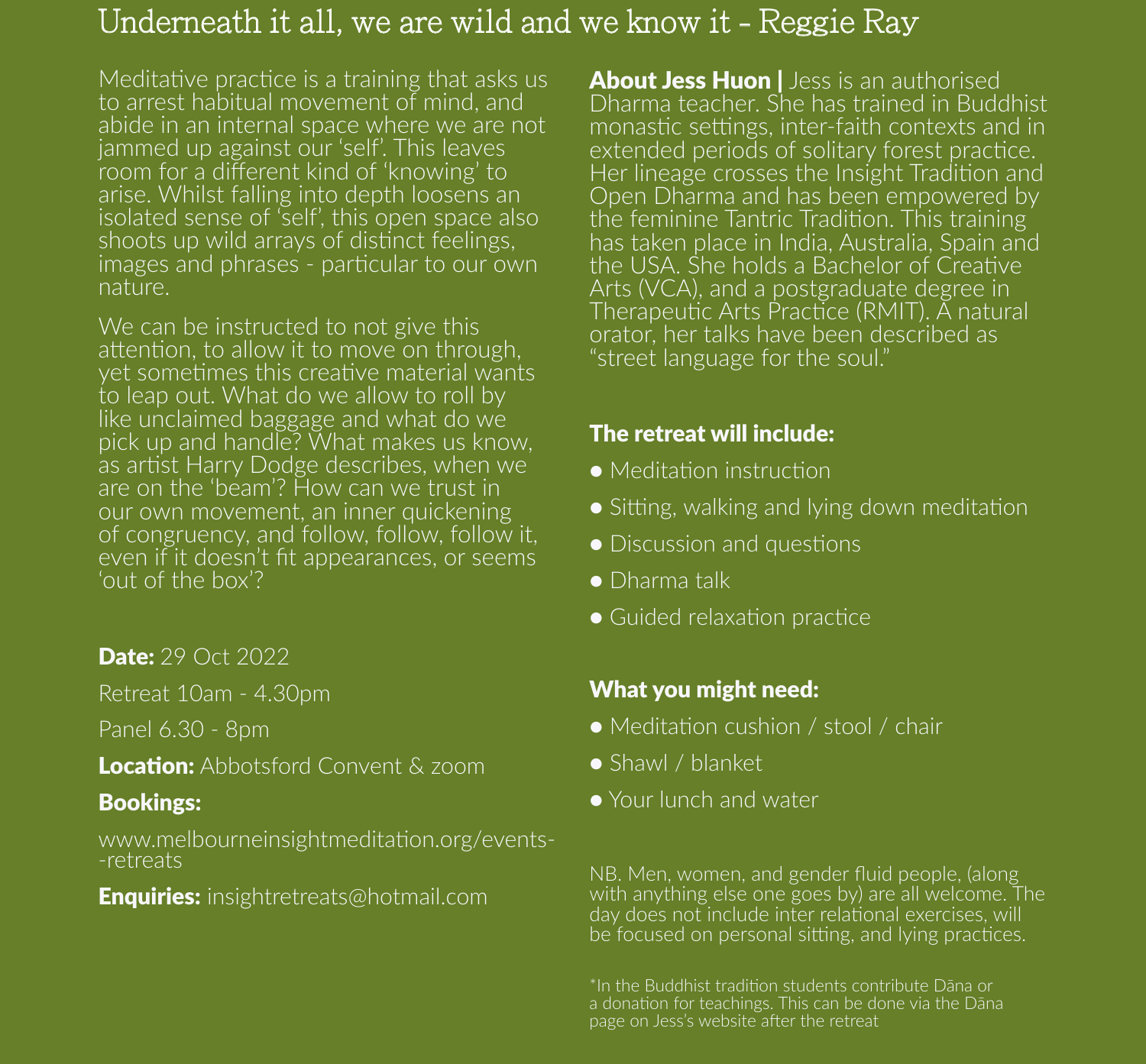# Underneath it all, we are wild and we know it - Reggie Ray

Meditative practice is a training that asks us to arrest habitual movement of mind, and abide in an internal space where we are not jammed up against our 'self'. This leaves room for a different kind of 'knowing' to arise. Whilst falling into depth loosens an isolated sense of 'self', this open space also shoots up wild arrays of distinct feelings, images and phrases - particular to our own nature.

We can be instructed to not give this attention, to allow it to move on through, yet sometimes this creative material wants to leap out. What do we allow to roll by like unclaimed baggage and what do we pick up and handle? What makes us know, as artist Harry Dodge describes, when we are on the 'beam'? How can we trust in our own movement, an inner quickening of congruency, and follow, follow, follow it, even if it doesn't fit appearances, or seems 'out of the box'?

**Date:** 29 Oct 2022

Retreat 10am - 4.30pm

Panel 6.30 - 8pm

**Location:** Abbotsford Convent & zoom

**Bookings:**

www.melbourneinsightmeditation.org/events--retreats

**Enquiries:** insightretreats@hotmail.com

**About Jess Huon |** Jess is an authorised Dharma teacher. She has trained in Buddhist monastic settings, inter-faith contexts and in extended periods of solitary forest practice. Her lineage crosses the Insight Tradition and Open Dharma and has been empowered by the feminine Tantric Tradition. This training has taken place in India, Australia, Spain and the USA. She holds a Bachelor of Creative Arts (VCA), and a postgraduate degree in Therapeutic Arts Practice (RMIT). A natural orator, her talks have been described as "street language for the soul."

**The retreat will include:**

- Meditation instruction
- Sitting, walking and lying down meditation
- Discussion and questions
- Dharma talk
- Guided relaxation practice

**What you might need:**

- Meditation cushion / stool / chair
- Shawl / blanket
- Your lunch and water

NB. Men, women, and gender fluid people, (along with anything else one goes by) are all welcome. The day does not include inter relational exercises, will be focused on personal sitting, and lying practices.

*In the Buddhist tradition students contribute Dāna or a donation for teachings. This can be done via the Dāna page on Jess's website after the retreat